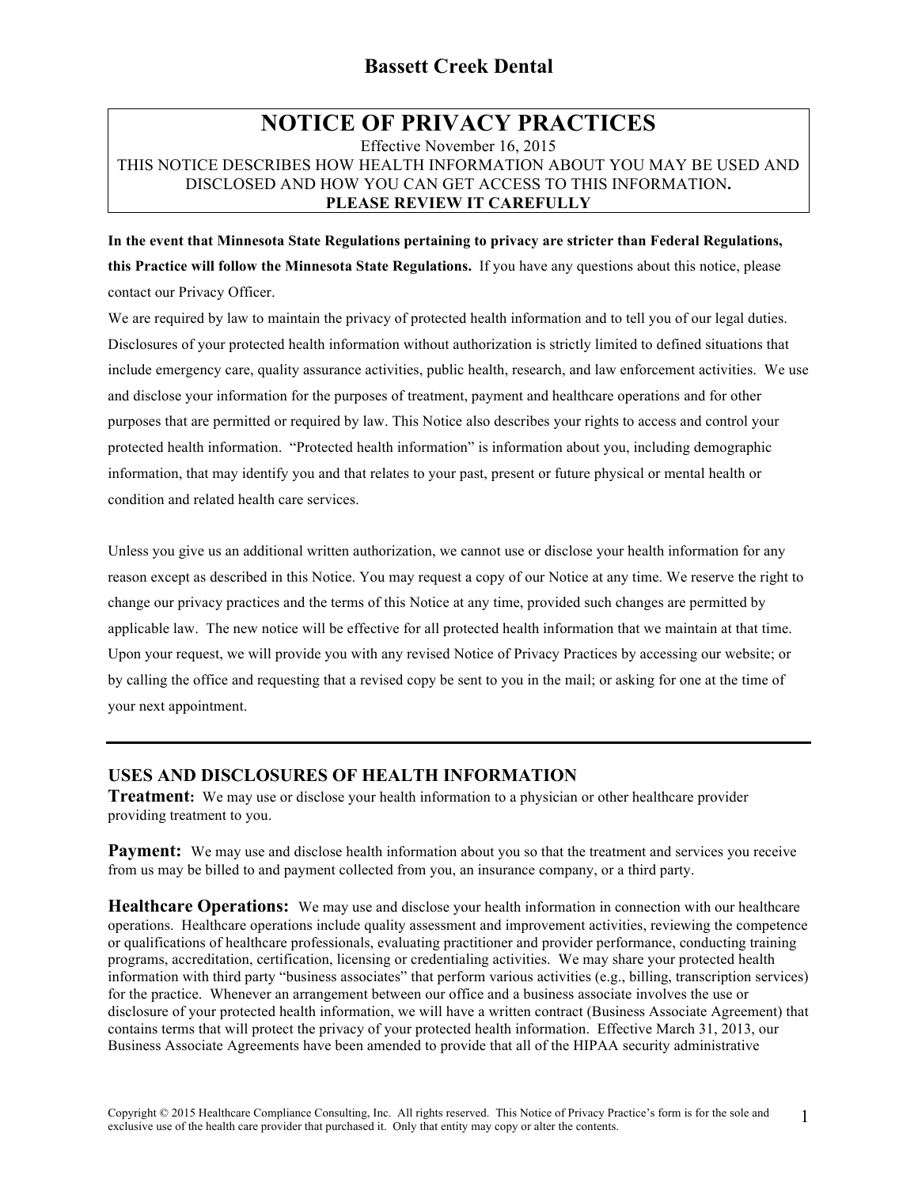# Bassett Creek Dental

## NOTICE OF PRIVACY PRACTICES

Effective November 16, 2015

THIS NOTICE DESCRIBES HOW HEALTH INFORMATION ABOUT YOU MAY BE USED AND DISCLOSED AND HOW YOU CAN GET ACCESS TO THIS INFORMATION.

**PLEASE REVIEW IT CAREFULLY**

**In the event that Minnesota State Regulations pertaining to privacy are stricter than Federal Regulations, this Practice will follow the Minnesota State Regulations.** If you have any questions about this notice, please contact our Privacy Officer.

We are required by law to maintain the privacy of protected health information and to tell you of our legal duties. Disclosures of your protected health information without authorization is strictly limited to defined situations that include emergency care, quality assurance activities, public health, research, and law enforcement activities. We use and disclose your information for the purposes of treatment, payment and healthcare operations and for other purposes that are permitted or required by law. This Notice also describes your rights to access and control your protected health information. "Protected health information" is information about you, including demographic information, that may identify you and that relates to your past, present or future physical or mental health or condition and related health care services.

Unless you give us an additional written authorization, we cannot use or disclose your health information for any reason except as described in this Notice. You may request a copy of our Notice at any time. We reserve the right to change our privacy practices and the terms of this Notice at any time, provided such changes are permitted by applicable law. The new notice will be effective for all protected health information that we maintain at that time. Upon your request, we will provide you with any revised Notice of Privacy Practices by accessing our website; or by calling the office and requesting that a revised copy be sent to you in the mail; or asking for one at the time of your next appointment.

---

## USES AND DISCLOSURES OF HEALTH INFORMATION

**Treatment:** We may use or disclose your health information to a physician or other healthcare provider providing treatment to you.

**Payment:** We may use and disclose health information about you so that the treatment and services you receive from us may be billed to and payment collected from you, an insurance company, or a third party.

**Healthcare Operations:** We may use and disclose your health information in connection with our healthcare operations. Healthcare operations include quality assessment and improvement activities, reviewing the competence or qualifications of healthcare professionals, evaluating practitioner and provider performance, conducting training programs, accreditation, certification, licensing or credentialing activities. We may share your protected health information with third party "business associates" that perform various activities (e.g., billing, transcription services) for the practice. Whenever an arrangement between our office and a business associate involves the use or disclosure of your protected health information, we will have a written contract (Business Associate Agreement) that contains terms that will protect the privacy of your protected health information. Effective March 31, 2013, our Business Associate Agreements have been amended to provide that all of the HIPAA security administrative

Copyright © 2015 Healthcare Compliance Consulting, Inc. All rights reserved. This Notice of Privacy Practice's form is for the sole and exclusive use of the health care provider that purchased it. Only that entity may copy or alter the contents.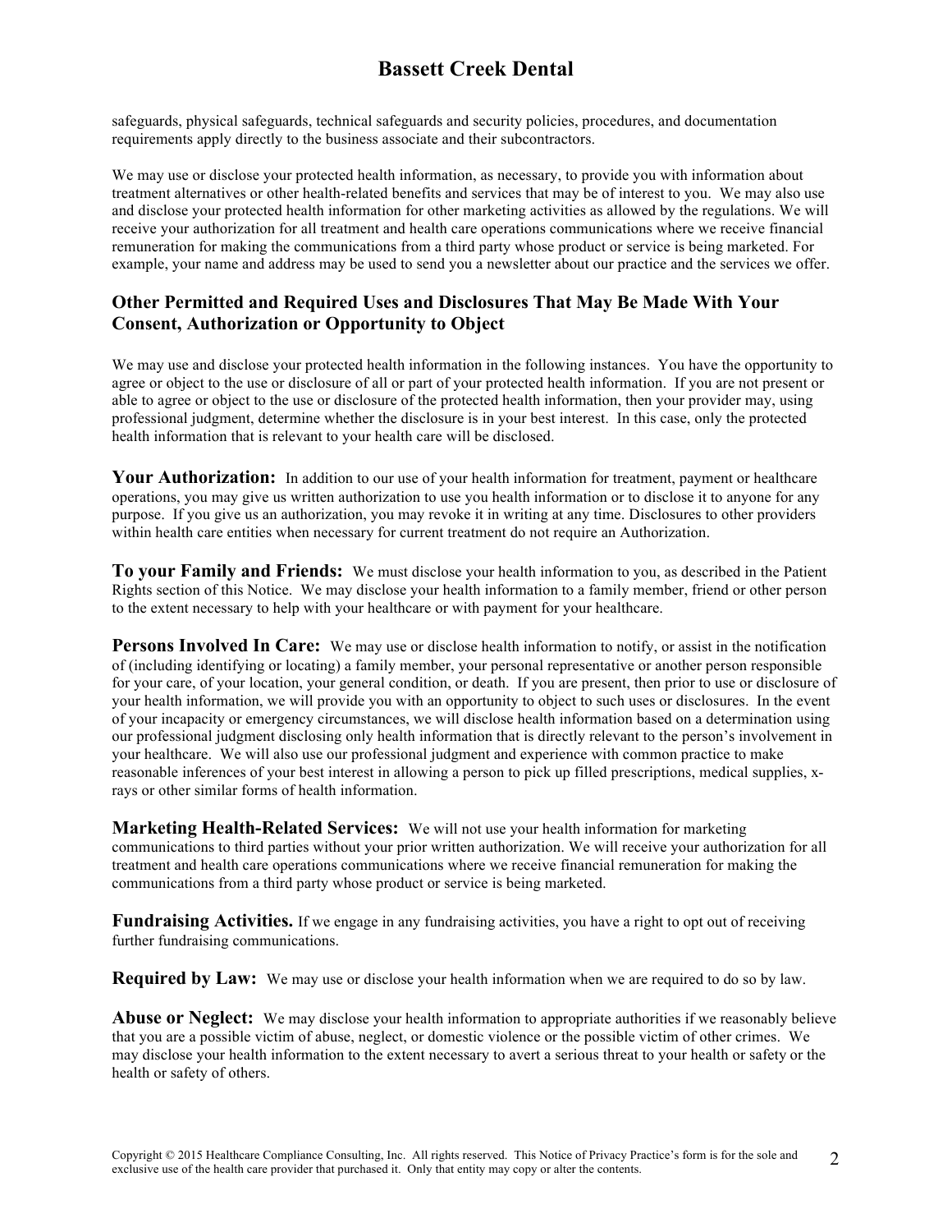safeguards, physical safeguards, technical safeguards and security policies, procedures, and documentation requirements apply directly to the business associate and their subcontractors.

We may use or disclose your protected health information, as necessary, to provide you with information about treatment alternatives or other health-related benefits and services that may be of interest to you. We may also use and disclose your protected health information for other marketing activities as allowed by the regulations. We will receive your authorization for all treatment and health care operations communications where we receive financial remuneration for making the communications from a third party whose product or service is being marketed. For example, your name and address may be used to send you a newsletter about our practice and the services we offer.

## Other Permitted and Required Uses and Disclosures That May Be Made With Your Consent, Authorization or Opportunity to Object

We may use and disclose your protected health information in the following instances. You have the opportunity to agree or object to the use or disclosure of all or part of your protected health information. If you are not present or able to agree or object to the use or disclosure of the protected health information, then your provider may, using professional judgment, determine whether the disclosure is in your best interest. In this case, only the protected health information that is relevant to your health care will be disclosed.

**Your Authorization:** In addition to our use of your health information for treatment, payment or healthcare operations, you may give us written authorization to use you health information or to disclose it to anyone for any purpose. If you give us an authorization, you may revoke it in writing at any time. Disclosures to other providers within health care entities when necessary for current treatment do not require an Authorization.

**To your Family and Friends:** We must disclose your health information to you, as described in the Patient Rights section of this Notice. We may disclose your health information to a family member, friend or other person to the extent necessary to help with your healthcare or with payment for your healthcare.

**Persons Involved In Care:** We may use or disclose health information to notify, or assist in the notification of (including identifying or locating) a family member, your personal representative or another person responsible for your care, of your location, your general condition, or death. If you are present, then prior to use or disclosure of your health information, we will provide you with an opportunity to object to such uses or disclosures. In the event of your incapacity or emergency circumstances, we will disclose health information based on a determination using our professional judgment disclosing only health information that is directly relevant to the person's involvement in your healthcare. We will also use our professional judgment and experience with common practice to make reasonable inferences of your best interest in allowing a person to pick up filled prescriptions, medical supplies, x-rays or other similar forms of health information.

**Marketing Health-Related Services:** We will not use your health information for marketing communications to third parties without your prior written authorization. We will receive your authorization for all treatment and health care operations communications where we receive financial remuneration for making the communications from a third party whose product or service is being marketed.

**Fundraising Activities.** If we engage in any fundraising activities, you have a right to opt out of receiving further fundraising communications.

**Required by Law:** We may use or disclose your health information when we are required to do so by law.

**Abuse or Neglect:** We may disclose your health information to appropriate authorities if we reasonably believe that you are a possible victim of abuse, neglect, or domestic violence or the possible victim of other crimes. We may disclose your health information to the extent necessary to avert a serious threat to your health or safety or the health or safety of others.

Copyright © 2015 Healthcare Compliance Consulting, Inc. All rights reserved. This Notice of Privacy Practice's form is for the sole and exclusive use of the health care provider that purchased it. Only that entity may copy or alter the contents.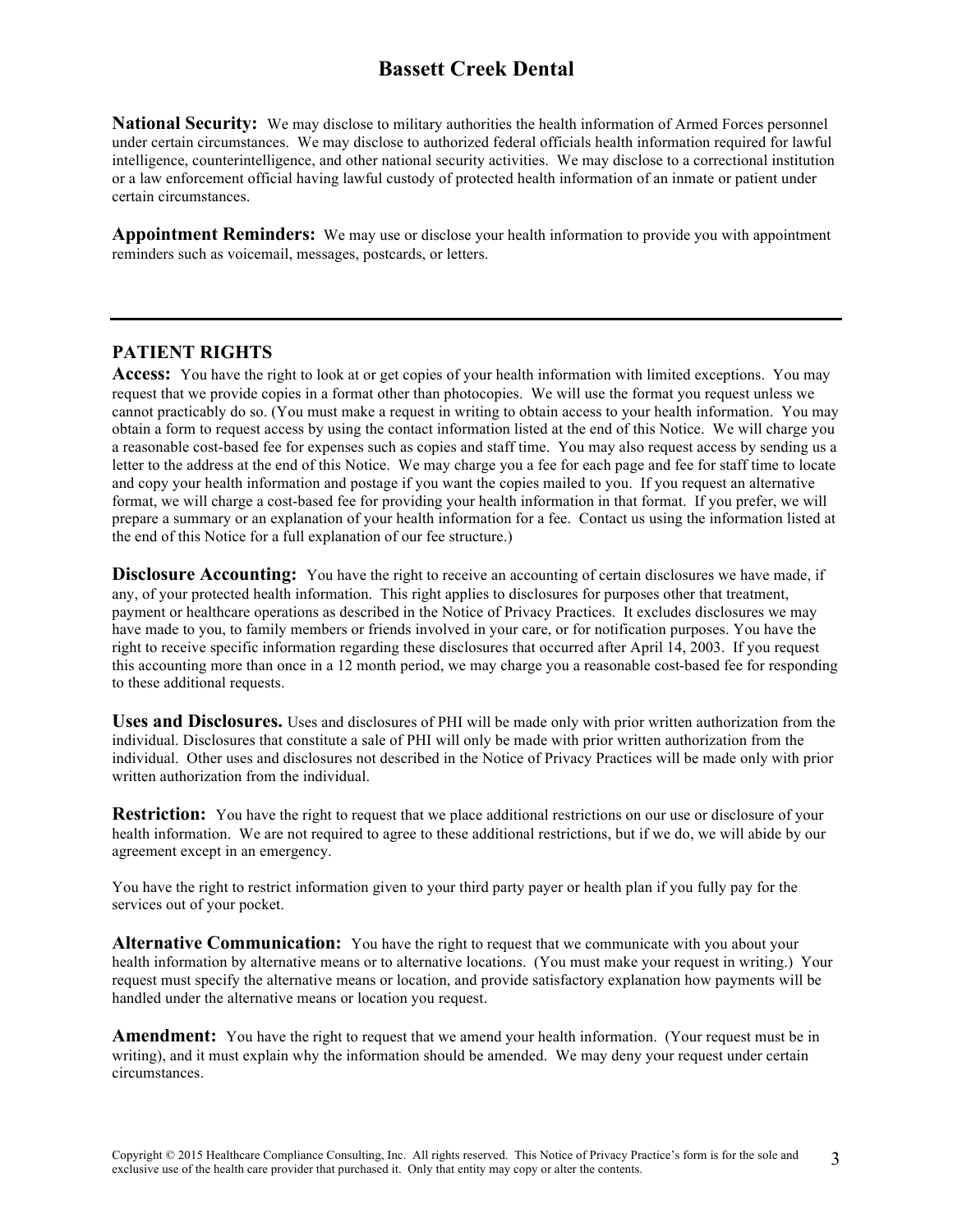**National Security:** We may disclose to military authorities the health information of Armed Forces personnel under certain circumstances. We may disclose to authorized federal officials health information required for lawful intelligence, counterintelligence, and other national security activities. We may disclose to a correctional institution or a law enforcement official having lawful custody of protected health information of an inmate or patient under certain circumstances.

**Appointment Reminders:** We may use or disclose your health information to provide you with appointment reminders such as voicemail, messages, postcards, or letters.

---

## PATIENT RIGHTS

**Access:** You have the right to look at or get copies of your health information with limited exceptions. You may request that we provide copies in a format other than photocopies. We will use the format you request unless we cannot practicably do so. (You must make a request in writing to obtain access to your health information. You may obtain a form to request access by using the contact information listed at the end of this Notice. We will charge you a reasonable cost-based fee for expenses such as copies and staff time. You may also request access by sending us a letter to the address at the end of this Notice. We may charge you a fee for each page and fee for staff time to locate and copy your health information and postage if you want the copies mailed to you. If you request an alternative format, we will charge a cost-based fee for providing your health information in that format. If you prefer, we will prepare a summary or an explanation of your health information for a fee. Contact us using the information listed at the end of this Notice for a full explanation of our fee structure.)

**Disclosure Accounting:** You have the right to receive an accounting of certain disclosures we have made, if any, of your protected health information. This right applies to disclosures for purposes other that treatment, payment or healthcare operations as described in the Notice of Privacy Practices. It excludes disclosures we may have made to you, to family members or friends involved in your care, or for notification purposes. You have the right to receive specific information regarding these disclosures that occurred after April 14, 2003. If you request this accounting more than once in a 12 month period, we may charge you a reasonable cost-based fee for responding to these additional requests.

**Uses and Disclosures.** Uses and disclosures of PHI will be made only with prior written authorization from the individual. Disclosures that constitute a sale of PHI will only be made with prior written authorization from the individual. Other uses and disclosures not described in the Notice of Privacy Practices will be made only with prior written authorization from the individual.

**Restriction:** You have the right to request that we place additional restrictions on our use or disclosure of your health information. We are not required to agree to these additional restrictions, but if we do, we will abide by our agreement except in an emergency.

You have the right to restrict information given to your third party payer or health plan if you fully pay for the services out of your pocket.

**Alternative Communication:** You have the right to request that we communicate with you about your health information by alternative means or to alternative locations. (You must make your request in writing.) Your request must specify the alternative means or location, and provide satisfactory explanation how payments will be handled under the alternative means or location you request.

**Amendment:** You have the right to request that we amend your health information. (Your request must be in writing), and it must explain why the information should be amended. We may deny your request under certain circumstances.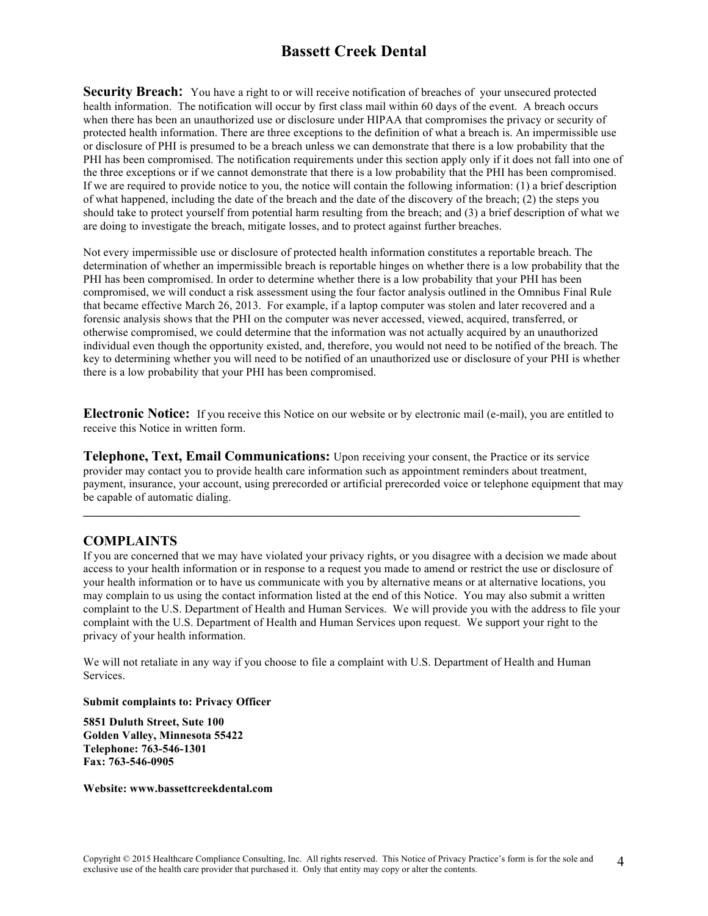**Security Breach:** You have a right to or will receive notification of breaches of your unsecured protected health information. The notification will occur by first class mail within 60 days of the event. A breach occurs when there has been an unauthorized use or disclosure under HIPAA that compromises the privacy or security of protected health information. There are three exceptions to the definition of what a breach is. An impermissible use or disclosure of PHI is presumed to be a breach unless we can demonstrate that there is a low probability that the PHI has been compromised. The notification requirements under this section apply only if it does not fall into one of the three exceptions or if we cannot demonstrate that there is a low probability that the PHI has been compromised. If we are required to provide notice to you, the notice will contain the following information: (1) a brief description of what happened, including the date of the breach and the date of the discovery of the breach; (2) the steps you should take to protect yourself from potential harm resulting from the breach; and (3) a brief description of what we are doing to investigate the breach, mitigate losses, and to protect against further breaches.

Not every impermissible use or disclosure of protected health information constitutes a reportable breach. The determination of whether an impermissible breach is reportable hinges on whether there is a low probability that the PHI has been compromised. In order to determine whether there is a low probability that your PHI has been compromised, we will conduct a risk assessment using the four factor analysis outlined in the Omnibus Final Rule that became effective March 26, 2013. For example, if a laptop computer was stolen and later recovered and a forensic analysis shows that the PHI on the computer was never accessed, viewed, acquired, transferred, or otherwise compromised, we could determine that the information was not actually acquired by an unauthorized individual even though the opportunity existed, and, therefore, you would not need to be notified of the breach. The key to determining whether you will need to be notified of an unauthorized use or disclosure of your PHI is whether there is a low probability that your PHI has been compromised.

**Electronic Notice:** If you receive this Notice on our website or by electronic mail (e-mail), you are entitled to receive this Notice in written form.

**Telephone, Text, Email Communications:** Upon receiving your consent, the Practice or its service provider may contact you to provide health care information such as appointment reminders about treatment, payment, insurance, your account, using prerecorded or artificial prerecorded voice or telephone equipment that may be capable of automatic dialing.

---

## COMPLAINTS

If you are concerned that we may have violated your privacy rights, or you disagree with a decision we made about access to your health information or in response to a request you made to amend or restrict the use or disclosure of your health information or to have us communicate with you by alternative means or at alternative locations, you may complain to us using the contact information listed at the end of this Notice. You may also submit a written complaint to the U.S. Department of Health and Human Services. We will provide you with the address to file your complaint with the U.S. Department of Health and Human Services upon request. We support your right to the privacy of your health information.

We will not retaliate in any way if you choose to file a complaint with U.S. Department of Health and Human Services.

**Submit complaints to: Privacy Officer**

**5851 Duluth Street, Sute 100**
**Golden Valley, Minnesota 55422**
**Telephone: 763-546-1301**
**Fax: 763-546-0905**

**Website: www.bassettcreekdental.com**

Copyright © 2015 Healthcare Compliance Consulting, Inc. All rights reserved. This Notice of Privacy Practice's form is for the sole and exclusive use of the health care provider that purchased it. Only that entity may copy or alter the contents.